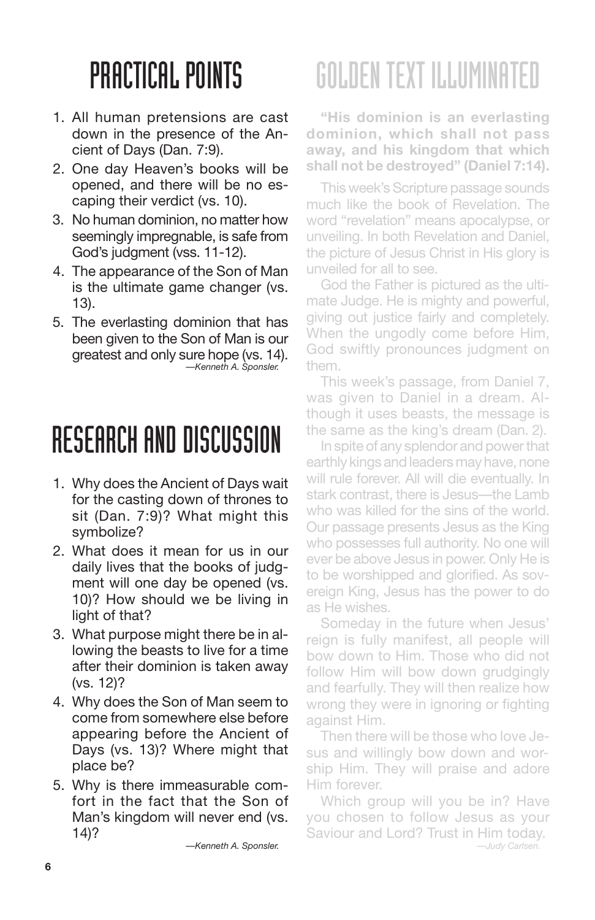# PRACTICAL POINTS

1. All human pretensions are cast down in the presence of the Ancient of Days (Dan. 7:9).
2. One day Heaven's books will be opened, and there will be no escaping their verdict (vs. 10).
3. No human dominion, no matter how seemingly impregnable, is safe from God's judgment (vss. 11-12).
4. The appearance of the Son of Man is the ultimate game changer (vs. 13).
5. The everlasting dominion that has been given to the Son of Man is our greatest and only sure hope (vs. 14).

*—Kenneth A. Sponsler.*

# RESEARCH AND DISCUSSION

1. Why does the Ancient of Days wait for the casting down of thrones to sit (Dan. 7:9)? What might this symbolize?
2. What does it mean for us in our daily lives that the books of judgment will one day be opened (vs. 10)? How should we be living in light of that?
3. What purpose might there be in allowing the beasts to live for a time after their dominion is taken away (vs. 12)?
4. Why does the Son of Man seem to come from somewhere else before appearing before the Ancient of Days (vs. 13)? Where might that place be?
5. Why is there immeasurable comfort in the fact that the Son of Man's kingdom will never end (vs. 14)?

*—Kenneth A. Sponsler.*

# GOLDEN TEXT ILLUMINATED

**"His dominion is an everlasting dominion, which shall not pass away, and his kingdom that which shall not be destroyed" (Daniel 7:14).**

This week's Scripture passage sounds much like the book of Revelation. The word "revelation" means apocalypse, or unveiling. In both Revelation and Daniel, the picture of Jesus Christ in His glory is unveiled for all to see.

God the Father is pictured as the ultimate Judge. He is mighty and powerful, giving out justice fairly and completely. When the ungodly come before Him, God swiftly pronounces judgment on them.

This week's passage, from Daniel 7, was given to Daniel in a dream. Although it uses beasts, the message is the same as the king's dream (Dan. 2).

In spite of any splendor and power that earthly kings and leaders may have, none will rule forever. All will die eventually. In stark contrast, there is Jesus—the Lamb who was killed for the sins of the world. Our passage presents Jesus as the King who possesses full authority. No one will ever be above Jesus in power. Only He is to be worshipped and glorified. As sovereign King, Jesus has the power to do as He wishes.

Someday in the future when Jesus' reign is fully manifest, all people will bow down to Him. Those who did not follow Him will bow down grudgingly and fearfully. They will then realize how wrong they were in ignoring or fighting against Him.

Then there will be those who love Jesus and willingly bow down and worship Him. They will praise and adore Him forever.

Which group will you be in? Have you chosen to follow Jesus as your Saviour and Lord? Trust in Him today.

*—Judy Carlsen.*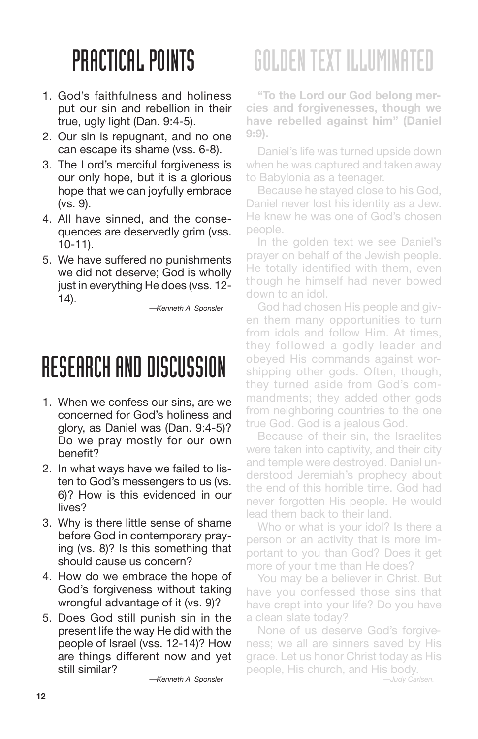# PRACTICAL POINTS

1. God's faithfulness and holiness put our sin and rebellion in their true, ugly light (Dan. 9:4-5).
2. Our sin is repugnant, and no one can escape its shame (vss. 6-8).
3. The Lord's merciful forgiveness is our only hope, but it is a glorious hope that we can joyfully embrace (vs. 9).
4. All have sinned, and the consequences are deservedly grim (vss. 10-11).
5. We have suffered no punishments we did not deserve; God is wholly just in everything He does (vss. 12-14).

*—Kenneth A. Sponsler.*

# RESEARCH AND DISCUSSION

1. When we confess our sins, are we concerned for God's holiness and glory, as Daniel was (Dan. 9:4-5)? Do we pray mostly for our own benefit?
2. In what ways have we failed to listen to God's messengers to us (vs. 6)? How is this evidenced in our lives?
3. Why is there little sense of shame before God in contemporary praying (vs. 8)? Is this something that should cause us concern?
4. How do we embrace the hope of God's forgiveness without taking wrongful advantage of it (vs. 9)?
5. Does God still punish sin in the present life the way He did with the people of Israel (vss. 12-14)? How are things different now and yet still similar?

*—Kenneth A. Sponsler.*

# GOLDEN TEXT ILLUMINATED

**"To the Lord our God belong mercies and forgivenesses, though we have rebelled against him" (Daniel 9:9).**

Daniel's life was turned upside down when he was captured and taken away to Babylonia as a teenager.

Because he stayed close to his God, Daniel never lost his identity as a Jew. He knew he was one of God's chosen people.

In the golden text we see Daniel's prayer on behalf of the Jewish people. He totally identified with them, even though he himself had never bowed down to an idol.

God had chosen His people and given them many opportunities to turn from idols and follow Him. At times, they followed a godly leader and obeyed His commands against worshipping other gods. Often, though, they turned aside from God's commandments; they added other gods from neighboring countries to the one true God. God is a jealous God.

Because of their sin, the Israelites were taken into captivity, and their city and temple were destroyed. Daniel understood Jeremiah's prophecy about the end of this horrible time. God had never forgotten His people. He would lead them back to their land.

Who or what is your idol? Is there a person or an activity that is more important to you than God? Does it get more of your time than He does?

You may be a believer in Christ. But have you confessed those sins that have crept into your life? Do you have a clean slate today?

None of us deserve God's forgiveness; we all are sinners saved by His grace. Let us honor Christ today as His people, His church, and His body.

*—Judy Carlsen.*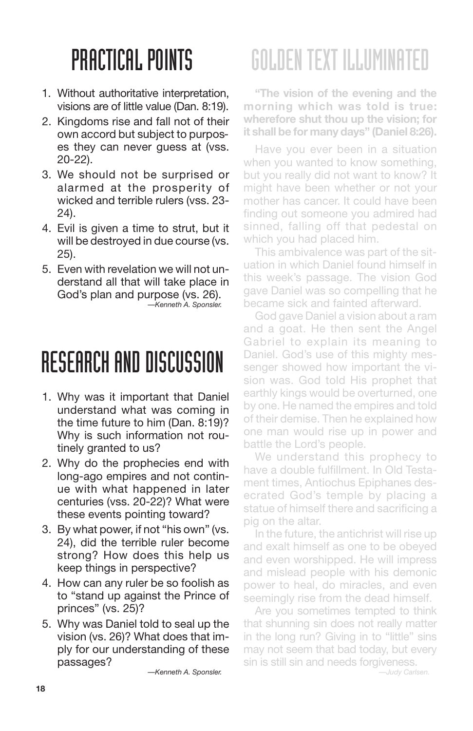# PRACTICAL POINTS

1. Without authoritative interpretation, visions are of little value (Dan. 8:19).
2. Kingdoms rise and fall not of their own accord but subject to purposes they can never guess at (vss. 20-22).
3. We should not be surprised or alarmed at the prosperity of wicked and terrible rulers (vss. 23-24).
4. Evil is given a time to strut, but it will be destroyed in due course (vs. 25).
5. Even with revelation we will not understand all that will take place in God's plan and purpose (vs. 26).

*—Kenneth A. Sponsler.*

# RESEARCH AND DISCUSSION

1. Why was it important that Daniel understand what was coming in the time future to him (Dan. 8:19)? Why is such information not routinely granted to us?
2. Why do the prophecies end with long-ago empires and not continue with what happened in later centuries (vss. 20-22)? What were these events pointing toward?
3. By what power, if not "his own" (vs. 24), did the terrible ruler become strong? How does this help us keep things in perspective?
4. How can any ruler be so foolish as to "stand up against the Prince of princes" (vs. 25)?
5. Why was Daniel told to seal up the vision (vs. 26)? What does that imply for our understanding of these passages?

*—Kenneth A. Sponsler.*

# GOLDEN TEXT ILLUMINATED

**"The vision of the evening and the morning which was told is true: wherefore shut thou up the vision; for it shall be for many days" (Daniel 8:26).**

Have you ever been in a situation when you wanted to know something, but you really did not want to know? It might have been whether or not your mother has cancer. It could have been finding out someone you admired had sinned, falling off that pedestal on which you had placed him.

This ambivalence was part of the situation in which Daniel found himself in this week's passage. The vision God gave Daniel was so compelling that he became sick and fainted afterward.

God gave Daniel a vision about a ram and a goat. He then sent the Angel Gabriel to explain its meaning to Daniel. God's use of this mighty messenger showed how important the vision was. God told His prophet that earthly kings would be overturned, one by one. He named the empires and told of their demise. Then he explained how one man would rise up in power and battle the Lord's people.

We understand this prophecy to have a double fulfillment. In Old Testament times, Antiochus Epiphanes desecrated God's temple by placing a statue of himself there and sacrificing a pig on the altar.

In the future, the antichrist will rise up and exalt himself as one to be obeyed and even worshipped. He will impress and mislead people with his demonic power to heal, do miracles, and even seemingly rise from the dead himself.

Are you sometimes tempted to think that shunning sin does not really matter in the long run? Giving in to "little" sins may not seem that bad today, but every sin is still sin and needs forgiveness.

*—Judy Carlsen.*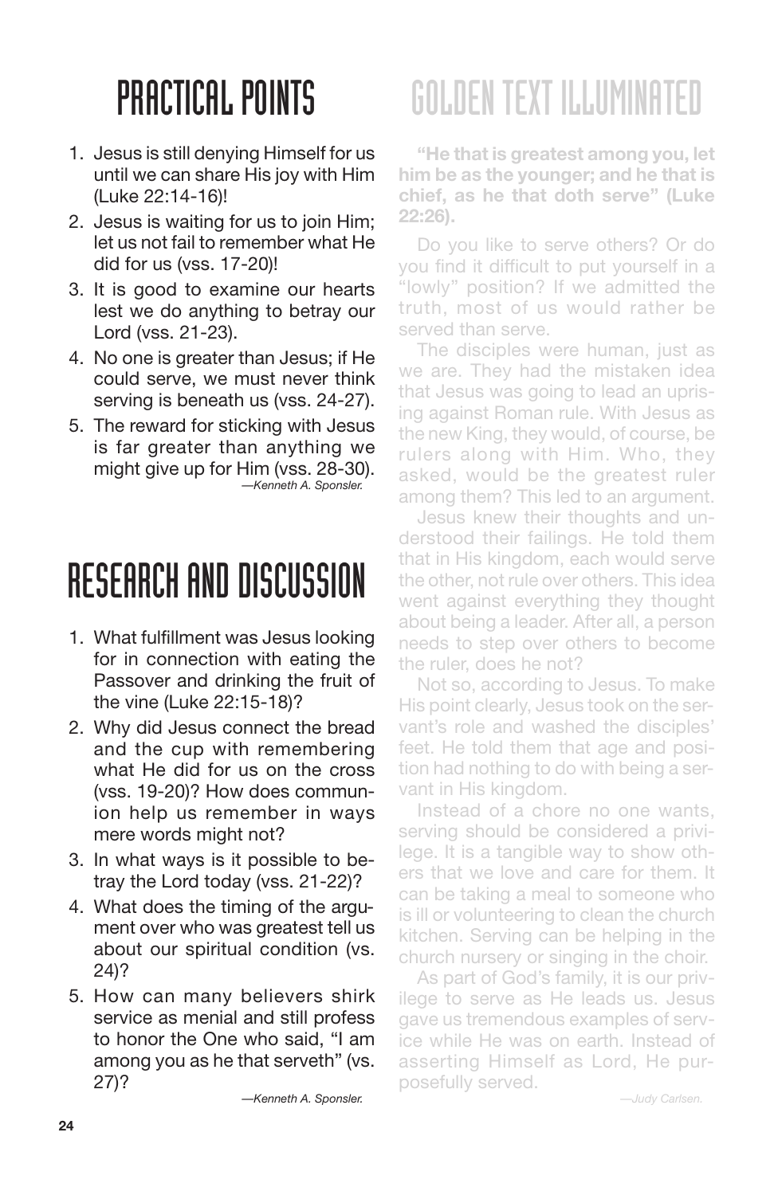# PRACTICAL POINTS

1. Jesus is still denying Himself for us until we can share His joy with Him (Luke 22:14-16)!
2. Jesus is waiting for us to join Him; let us not fail to remember what He did for us (vss. 17-20)!
3. It is good to examine our hearts lest we do anything to betray our Lord (vss. 21-23).
4. No one is greater than Jesus; if He could serve, we must never think serving is beneath us (vss. 24-27).
5. The reward for sticking with Jesus is far greater than anything we might give up for Him (vss. 28-30).

*—Kenneth A. Sponsler.*

# RESEARCH AND DISCUSSION

1. What fulfillment was Jesus looking for in connection with eating the Passover and drinking the fruit of the vine (Luke 22:15-18)?
2. Why did Jesus connect the bread and the cup with remembering what He did for us on the cross (vss. 19-20)? How does communion help us remember in ways mere words might not?
3. In what ways is it possible to betray the Lord today (vss. 21-22)?
4. What does the timing of the argument over who was greatest tell us about our spiritual condition (vs. 24)?
5. How can many believers shirk service as menial and still profess to honor the One who said, "I am among you as he that serveth" (vs. 27)?

*—Kenneth A. Sponsler.*

# GOLDEN TEXT ILLUMINATED

**"He that is greatest among you, let him be as the younger; and he that is chief, as he that doth serve" (Luke 22:26).**

Do you like to serve others? Or do you find it difficult to put yourself in a "lowly" position? If we admitted the truth, most of us would rather be served than serve.

The disciples were human, just as we are. They had the mistaken idea that Jesus was going to lead an uprising against Roman rule. With Jesus as the new King, they would, of course, be rulers along with Him. Who, they asked, would be the greatest ruler among them? This led to an argument.

Jesus knew their thoughts and understood their failings. He told them that in His kingdom, each would serve the other, not rule over others. This idea went against everything they thought about being a leader. After all, a person needs to step over others to become the ruler, does he not?

Not so, according to Jesus. To make His point clearly, Jesus took on the servant's role and washed the disciples' feet. He told them that age and position had nothing to do with being a servant in His kingdom.

Instead of a chore no one wants, serving should be considered a privilege. It is a tangible way to show others that we love and care for them. It can be taking a meal to someone who is ill or volunteering to clean the church kitchen. Serving can be helping in the church nursery or singing in the choir.

As part of God's family, it is our privilege to serve as He leads us. Jesus gave us tremendous examples of service while He was on earth. Instead of asserting Himself as Lord, He purposefully served.

*—Judy Carlsen.*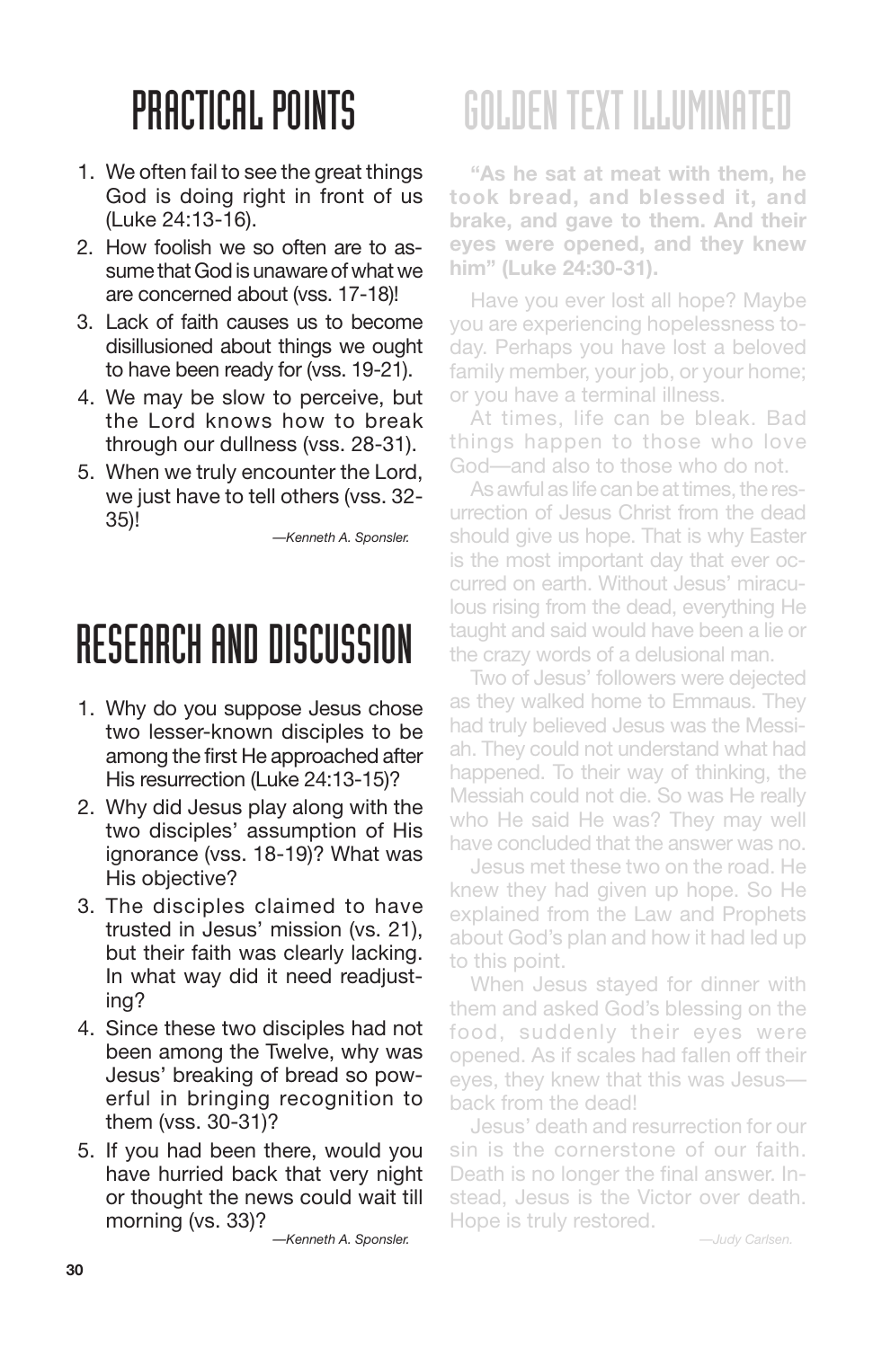# PRACTICAL POINTS

1. We often fail to see the great things God is doing right in front of us (Luke 24:13-16).
2. How foolish we so often are to assume that God is unaware of what we are concerned about (vss. 17-18)!
3. Lack of faith causes us to become disillusioned about things we ought to have been ready for (vss. 19-21).
4. We may be slow to perceive, but the Lord knows how to break through our dullness (vss. 28-31).
5. When we truly encounter the Lord, we just have to tell others (vss. 32-35)!

*—Kenneth A. Sponsler.*

# RESEARCH AND DISCUSSION

1. Why do you suppose Jesus chose two lesser-known disciples to be among the first He approached after His resurrection (Luke 24:13-15)?
2. Why did Jesus play along with the two disciples' assumption of His ignorance (vss. 18-19)? What was His objective?
3. The disciples claimed to have trusted in Jesus' mission (vs. 21), but their faith was clearly lacking. In what way did it need readjusting?
4. Since these two disciples had not been among the Twelve, why was Jesus' breaking of bread so powerful in bringing recognition to them (vss. 30-31)?
5. If you had been there, would you have hurried back that very night or thought the news could wait till morning (vs. 33)?

*—Kenneth A. Sponsler.*

# GOLDEN TEXT ILLUMINATED

**"As he sat at meat with them, he took bread, and blessed it, and brake, and gave to them. And their eyes were opened, and they knew him" (Luke 24:30-31).**

Have you ever lost all hope? Maybe you are experiencing hopelessness today. Perhaps you have lost a beloved family member, your job, or your home; or you have a terminal illness.

At times, life can be bleak. Bad things happen to those who love God—and also to those who do not.

As awful as life can be at times, the resurrection of Jesus Christ from the dead should give us hope. That is why Easter is the most important day that ever occurred on earth. Without Jesus' miraculous rising from the dead, everything He taught and said would have been a lie or the crazy words of a delusional man.

Two of Jesus' followers were dejected as they walked home to Emmaus. They had truly believed Jesus was the Messiah. They could not understand what had happened. To their way of thinking, the Messiah could not die. So was He really who He said He was? They may well have concluded that the answer was no.

Jesus met these two on the road. He knew they had given up hope. So He explained from the Law and Prophets about God's plan and how it had led up to this point.

When Jesus stayed for dinner with them and asked God's blessing on the food, suddenly their eyes were opened. As if scales had fallen off their eyes, they knew that this was Jesus—back from the dead!

Jesus' death and resurrection for our sin is the cornerstone of our faith. Death is no longer the final answer. Instead, Jesus is the Victor over death. Hope is truly restored.

*—Judy Carlsen.*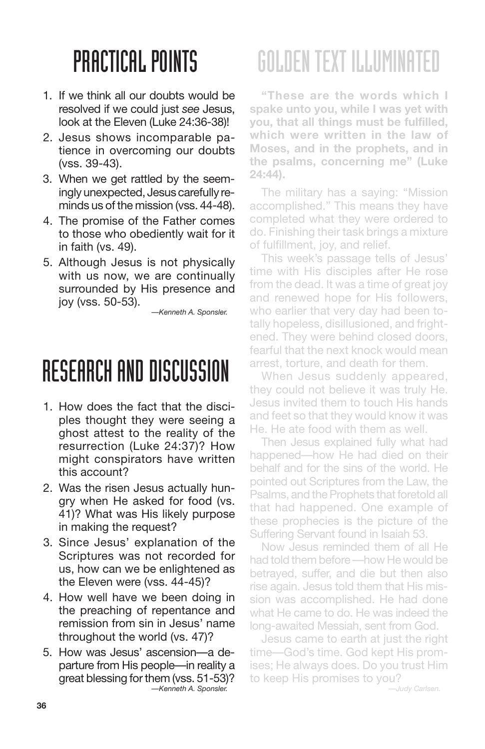# PRACTICAL POINTS

1. If we think all our doubts would be resolved if we could just *see* Jesus, look at the Eleven (Luke 24:36-38)!
2. Jesus shows incomparable patience in overcoming our doubts (vss. 39-43).
3. When we get rattled by the seemingly unexpected, Jesus carefully reminds us of the mission (vss. 44-48).
4. The promise of the Father comes to those who obediently wait for it in faith (vs. 49).
5. Although Jesus is not physically with us now, we are continually surrounded by His presence and joy (vss. 50-53).

*—Kenneth A. Sponsler.*

# RESEARCH AND DISCUSSION

1. How does the fact that the disciples thought they were seeing a ghost attest to the reality of the resurrection (Luke 24:37)? How might conspirators have written this account?
2. Was the risen Jesus actually hungry when He asked for food (vs. 41)? What was His likely purpose in making the request?
3. Since Jesus' explanation of the Scriptures was not recorded for us, how can we be enlightened as the Eleven were (vss. 44-45)?
4. How well have we been doing in the preaching of repentance and remission from sin in Jesus' name throughout the world (vs. 47)?
5. How was Jesus' ascension—a departure from His people—in reality a great blessing for them (vss. 51-53)?

*—Kenneth A. Sponsler.*

# GOLDEN TEXT ILLUMINATED

**"These are the words which I spake unto you, while I was yet with you, that all things must be fulfilled, which were written in the law of Moses, and in the prophets, and in the psalms, concerning me" (Luke 24:44).**

The military has a saying: "Mission accomplished." This means they have completed what they were ordered to do. Finishing their task brings a mixture of fulfillment, joy, and relief.

This week's passage tells of Jesus' time with His disciples after He rose from the dead. It was a time of great joy and renewed hope for His followers, who earlier that very day had been totally hopeless, disillusioned, and frightened. They were behind closed doors, fearful that the next knock would mean arrest, torture, and death for them.

When Jesus suddenly appeared, they could not believe it was truly He. Jesus invited them to touch His hands and feet so that they would know it was He. He ate food with them as well.

Then Jesus explained fully what had happened—how He had died on their behalf and for the sins of the world. He pointed out Scriptures from the Law, the Psalms, and the Prophets that foretold all that had happened. One example of these prophecies is the picture of the Suffering Servant found in Isaiah 53.

Now Jesus reminded them of all He had told them before —how He would be betrayed, suffer, and die but then also rise again. Jesus told them that His mission was accomplished. He had done what He came to do. He was indeed the long-awaited Messiah, sent from God.

Jesus came to earth at just the right time—God's time. God kept His promises; He always does. Do you trust Him to keep His promises to you?

*—Judy Carlsen.*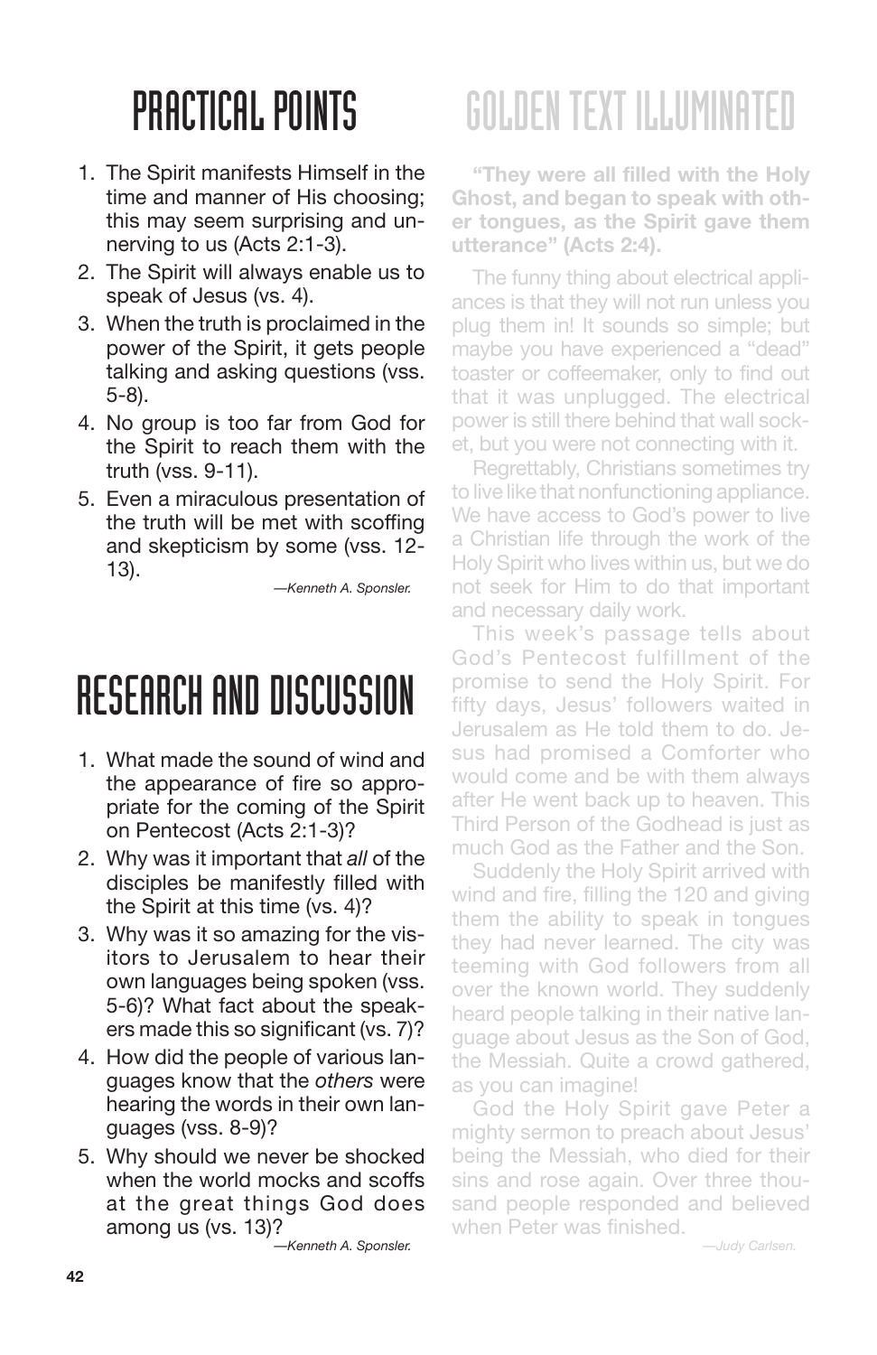# PRACTICAL POINTS

1. The Spirit manifests Himself in the time and manner of His choosing; this may seem surprising and unnerving to us (Acts 2:1-3).
2. The Spirit will always enable us to speak of Jesus (vs. 4).
3. When the truth is proclaimed in the power of the Spirit, it gets people talking and asking questions (vss. 5-8).
4. No group is too far from God for the Spirit to reach them with the truth (vss. 9-11).
5. Even a miraculous presentation of the truth will be met with scoffing and skepticism by some (vss. 12-13).

*—Kenneth A. Sponsler.*

# RESEARCH AND DISCUSSION

1. What made the sound of wind and the appearance of fire so appropriate for the coming of the Spirit on Pentecost (Acts 2:1-3)?
2. Why was it important that *all* of the disciples be manifestly filled with the Spirit at this time (vs. 4)?
3. Why was it so amazing for the visitors to Jerusalem to hear their own languages being spoken (vss. 5-6)? What fact about the speakers made this so significant (vs. 7)?
4. How did the people of various languages know that the *others* were hearing the words in their own languages (vss. 8-9)?
5. Why should we never be shocked when the world mocks and scoffs at the great things God does among us (vs. 13)?

*—Kenneth A. Sponsler.*

# GOLDEN TEXT ILLUMINATED

**"They were all filled with the Holy Ghost, and began to speak with other tongues, as the Spirit gave them utterance" (Acts 2:4).**

The funny thing about electrical appliances is that they will not run unless you plug them in! It sounds so simple; but maybe you have experienced a "dead" toaster or coffeemaker, only to find out that it was unplugged. The electrical power is still there behind that wall socket, but you were not connecting with it.

Regrettably, Christians sometimes try to live like that nonfunctioning appliance. We have access to God's power to live a Christian life through the work of the Holy Spirit who lives within us, but we do not seek for Him to do that important and necessary daily work.

This week's passage tells about God's Pentecost fulfillment of the promise to send the Holy Spirit. For fifty days, Jesus' followers waited in Jerusalem as He told them to do. Jesus had promised a Comforter who would come and be with them always after He went back up to heaven. This Third Person of the Godhead is just as much God as the Father and the Son.

Suddenly the Holy Spirit arrived with wind and fire, filling the 120 and giving them the ability to speak in tongues they had never learned. The city was teeming with God followers from all over the known world. They suddenly heard people talking in their native language about Jesus as the Son of God, the Messiah. Quite a crowd gathered, as you can imagine!

God the Holy Spirit gave Peter a mighty sermon to preach about Jesus' being the Messiah, who died for their sins and rose again. Over three thousand people responded and believed when Peter was finished.

*—Judy Carlsen.*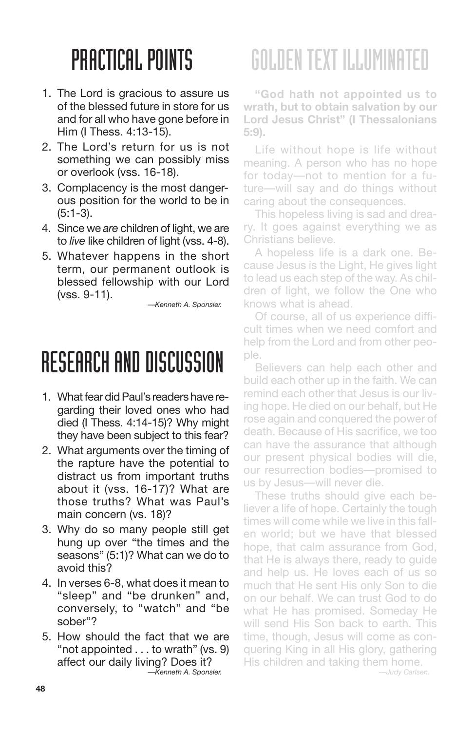# PRACTICAL POINTS

1. The Lord is gracious to assure us of the blessed future in store for us and for all who have gone before in Him (I Thess. 4:13-15).
2. The Lord's return for us is not something we can possibly miss or overlook (vss. 16-18).
3. Complacency is the most dangerous position for the world to be in (5:1-3).
4. Since we *are* children of light, we are to *live* like children of light (vss. 4-8).
5. Whatever happens in the short term, our permanent outlook is blessed fellowship with our Lord (vss. 9-11).

*—Kenneth A. Sponsler.*

# RESEARCH AND DISCUSSION

1. What fear did Paul's readers have regarding their loved ones who had died (I Thess. 4:14-15)? Why might they have been subject to this fear?
2. What arguments over the timing of the rapture have the potential to distract us from important truths about it (vss. 16-17)? What are those truths? What was Paul's main concern (vs. 18)?
3. Why do so many people still get hung up over "the times and the seasons" (5:1)? What can we do to avoid this?
4. In verses 6-8, what does it mean to "sleep" and "be drunken" and, conversely, to "watch" and "be sober"?
5. How should the fact that we are "not appointed . . . to wrath" (vs. 9) affect our daily living? Does it?

*—Kenneth A. Sponsler.*

# GOLDEN TEXT ILLUMINATED

**"God hath not appointed us to wrath, but to obtain salvation by our Lord Jesus Christ" (I Thessalonians 5:9).**

Life without hope is life without meaning. A person who has no hope for today—not to mention for a future—will say and do things without caring about the consequences.

This hopeless living is sad and dreary. It goes against everything we as Christians believe.

A hopeless life is a dark one. Because Jesus is the Light, He gives light to lead us each step of the way. As children of light, we follow the One who knows what is ahead.

Of course, all of us experience difficult times when we need comfort and help from the Lord and from other people.

Believers can help each other and build each other up in the faith. We can remind each other that Jesus is our living hope. He died on our behalf, but He rose again and conquered the power of death. Because of His sacrifice, we too can have the assurance that although our present physical bodies will die, our resurrection bodies—promised to us by Jesus—will never die.

These truths should give each believer a life of hope. Certainly the tough times will come while we live in this fallen world; but we have that blessed hope, that calm assurance from God, that He is always there, ready to guide and help us. He loves each of us so much that He sent His only Son to die on our behalf. We can trust God to do what He has promised. Someday He will send His Son back to earth. This time, though, Jesus will come as conquering King in all His glory, gathering His children and taking them home.

*—Judy Carlsen.*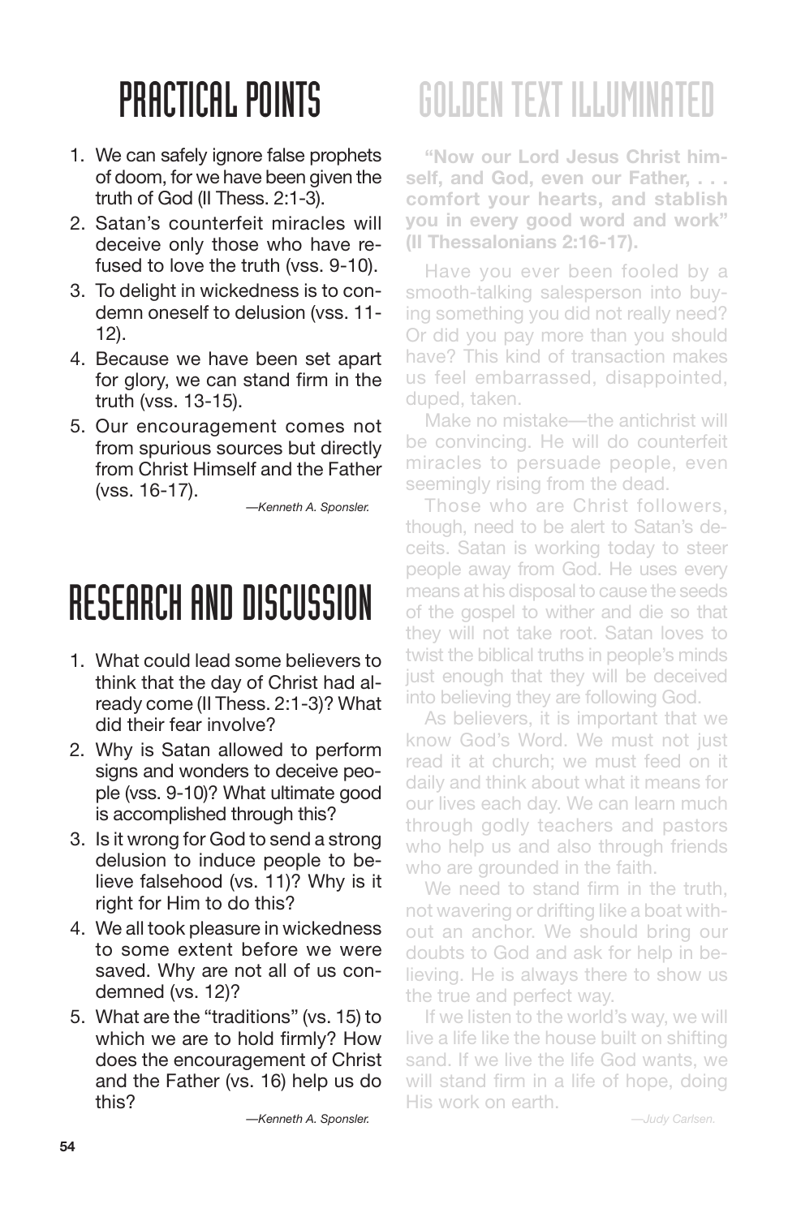## PRACTICAL POINTS

1. We can safely ignore false prophets of doom, for we have been given the truth of God (II Thess. 2:1-3).
2. Satan's counterfeit miracles will deceive only those who have refused to love the truth (vss. 9-10).
3. To delight in wickedness is to condemn oneself to delusion (vss. 11-12).
4. Because we have been set apart for glory, we can stand firm in the truth (vss. 13-15).
5. Our encouragement comes not from spurious sources but directly from Christ Himself and the Father (vss. 16-17).

*—Kenneth A. Sponsler.*

## RESEARCH AND DISCUSSION

1. What could lead some believers to think that the day of Christ had already come (II Thess. 2:1-3)? What did their fear involve?
2. Why is Satan allowed to perform signs and wonders to deceive people (vss. 9-10)? What ultimate good is accomplished through this?
3. Is it wrong for God to send a strong delusion to induce people to believe falsehood (vs. 11)? Why is it right for Him to do this?
4. We all took pleasure in wickedness to some extent before we were saved. Why are not all of us condemned (vs. 12)?
5. What are the "traditions" (vs. 15) to which we are to hold firmly? How does the encouragement of Christ and the Father (vs. 16) help us do this?

*—Kenneth A. Sponsler.*

## GOLDEN TEXT ILLUMINATED

**"Now our Lord Jesus Christ himself, and God, even our Father, . . . comfort your hearts, and stablish you in every good word and work" (II Thessalonians 2:16-17).**

Have you ever been fooled by a smooth-talking salesperson into buying something you did not really need? Or did you pay more than you should have? This kind of transaction makes us feel embarrassed, disappointed, duped, taken.

Make no mistake—the antichrist will be convincing. He will do counterfeit miracles to persuade people, even seemingly rising from the dead.

Those who are Christ followers, though, need to be alert to Satan's deceits. Satan is working today to steer people away from God. He uses every means at his disposal to cause the seeds of the gospel to wither and die so that they will not take root. Satan loves to twist the biblical truths in people's minds just enough that they will be deceived into believing they are following God.

As believers, it is important that we know God's Word. We must not just read it at church; we must feed on it daily and think about what it means for our lives each day. We can learn much through godly teachers and pastors who help us and also through friends who are grounded in the faith.

We need to stand firm in the truth, not wavering or drifting like a boat without an anchor. We should bring our doubts to God and ask for help in believing. He is always there to show us the true and perfect way.

If we listen to the world's way, we will live a life like the house built on shifting sand. If we live the life God wants, we will stand firm in a life of hope, doing His work on earth.

*—Judy Carlsen.*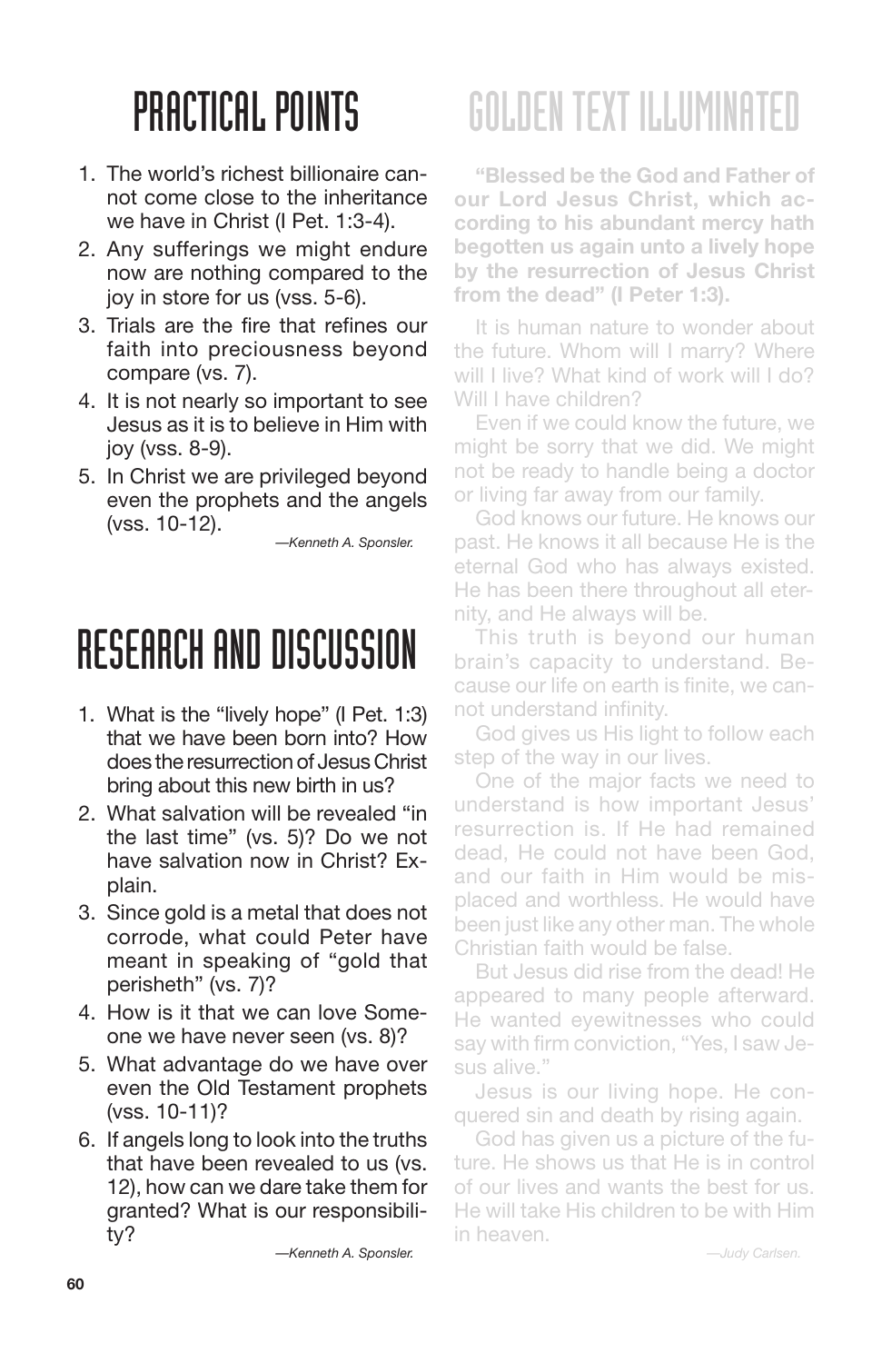# PRACTICAL POINTS

1. The world's richest billionaire cannot come close to the inheritance we have in Christ (I Pet. 1:3-4).
2. Any sufferings we might endure now are nothing compared to the joy in store for us (vss. 5-6).
3. Trials are the fire that refines our faith into preciousness beyond compare (vs. 7).
4. It is not nearly so important to see Jesus as it is to believe in Him with joy (vss. 8-9).
5. In Christ we are privileged beyond even the prophets and the angels (vss. 10-12).

*—Kenneth A. Sponsler.*

# RESEARCH AND DISCUSSION

1. What is the "lively hope" (I Pet. 1:3) that we have been born into? How does the resurrection of Jesus Christ bring about this new birth in us?
2. What salvation will be revealed "in the last time" (vs. 5)? Do we not have salvation now in Christ? Explain.
3. Since gold is a metal that does not corrode, what could Peter have meant in speaking of "gold that perisheth" (vs. 7)?
4. How is it that we can love Someone we have never seen (vs. 8)?
5. What advantage do we have over even the Old Testament prophets (vss. 10-11)?
6. If angels long to look into the truths that have been revealed to us (vs. 12), how can we dare take them for granted? What is our responsibility?

*—Kenneth A. Sponsler.*

# GOLDEN TEXT ILLUMINATED

**"Blessed be the God and Father of our Lord Jesus Christ, which according to his abundant mercy hath begotten us again unto a lively hope by the resurrection of Jesus Christ from the dead" (I Peter 1:3).**

It is human nature to wonder about the future. Whom will I marry? Where will I live? What kind of work will I do? Will I have children?

Even if we could know the future, we might be sorry that we did. We might not be ready to handle being a doctor or living far away from our family.

God knows our future. He knows our past. He knows it all because He is the eternal God who has always existed. He has been there throughout all eternity, and He always will be.

This truth is beyond our human brain's capacity to understand. Because our life on earth is finite, we cannot understand infinity.

God gives us His light to follow each step of the way in our lives.

One of the major facts we need to understand is how important Jesus' resurrection is. If He had remained dead, He could not have been God, and our faith in Him would be misplaced and worthless. He would have been just like any other man. The whole Christian faith would be false.

But Jesus did rise from the dead! He appeared to many people afterward. He wanted eyewitnesses who could say with firm conviction, "Yes, I saw Jesus alive."

Jesus is our living hope. He conquered sin and death by rising again.

God has given us a picture of the future. He shows us that He is in control of our lives and wants the best for us. He will take His children to be with Him in heaven.

*—Judy Carlsen.*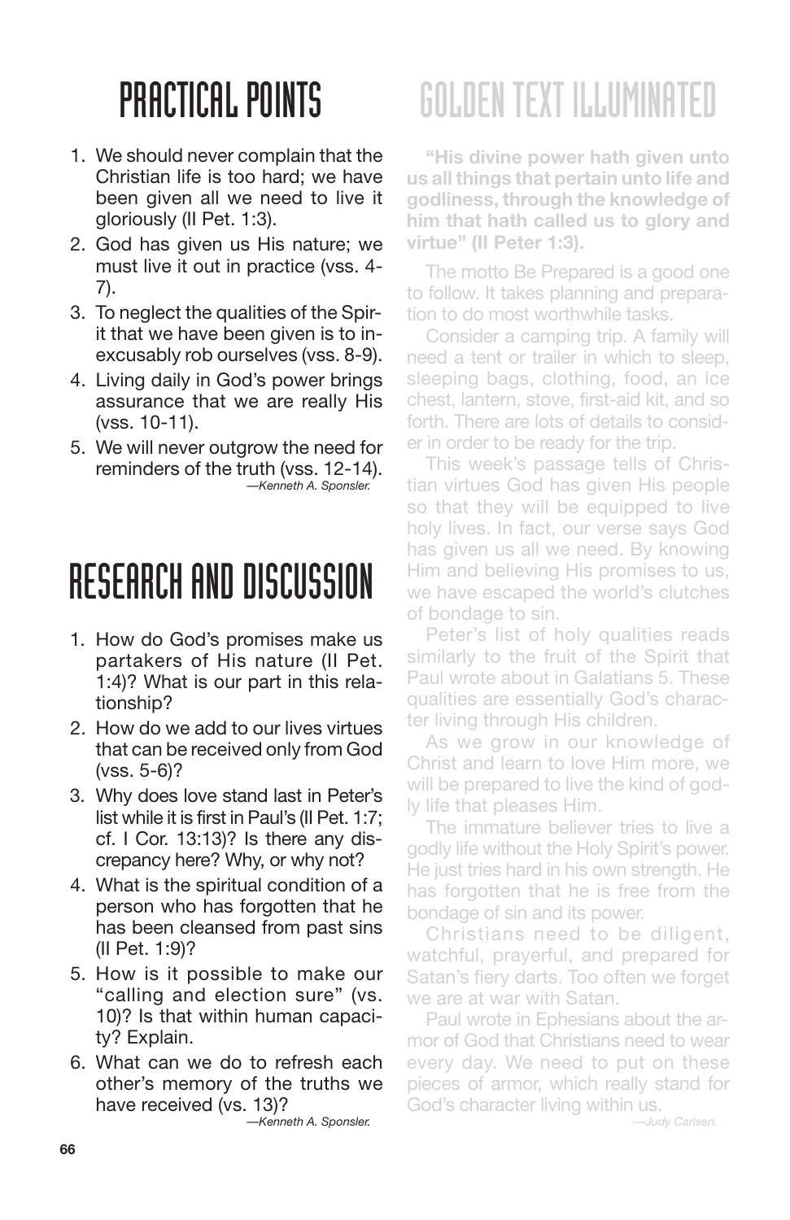# PRACTICAL POINTS

1. We should never complain that the Christian life is too hard; we have been given all we need to live it gloriously (II Pet. 1:3).
2. God has given us His nature; we must live it out in practice (vss. 4-7).
3. To neglect the qualities of the Spirit that we have been given is to inexcusably rob ourselves (vss. 8-9).
4. Living daily in God's power brings assurance that we are really His (vss. 10-11).
5. We will never outgrow the need for reminders of the truth (vss. 12-14).

*—Kenneth A. Sponsler.*

# RESEARCH AND DISCUSSION

1. How do God's promises make us partakers of His nature (II Pet. 1:4)? What is our part in this relationship?
2. How do we add to our lives virtues that can be received only from God (vss. 5-6)?
3. Why does love stand last in Peter's list while it is first in Paul's (II Pet. 1:7; cf. I Cor. 13:13)? Is there any discrepancy here? Why, or why not?
4. What is the spiritual condition of a person who has forgotten that he has been cleansed from past sins (II Pet. 1:9)?
5. How is it possible to make our "calling and election sure" (vs. 10)? Is that within human capacity? Explain.
6. What can we do to refresh each other's memory of the truths we have received (vs. 13)?

*—Kenneth A. Sponsler.*

# GOLDEN TEXT ILLUMINATED

**"His divine power hath given unto us all things that pertain unto life and godliness, through the knowledge of him that hath called us to glory and virtue" (II Peter 1:3).**

The motto Be Prepared is a good one to follow. It takes planning and preparation to do most worthwhile tasks.

Consider a camping trip. A family will need a tent or trailer in which to sleep, sleeping bags, clothing, food, an ice chest, lantern, stove, first-aid kit, and so forth. There are lots of details to consider in order to be ready for the trip.

This week's passage tells of Christian virtues God has given His people so that they will be equipped to live holy lives. In fact, our verse says God has given us all we need. By knowing Him and believing His promises to us, we have escaped the world's clutches of bondage to sin.

Peter's list of holy qualities reads similarly to the fruit of the Spirit that Paul wrote about in Galatians 5. These qualities are essentially God's character living through His children.

As we grow in our knowledge of Christ and learn to love Him more, we will be prepared to live the kind of godly life that pleases Him.

The immature believer tries to live a godly life without the Holy Spirit's power. He just tries hard in his own strength. He has forgotten that he is free from the bondage of sin and its power.

Christians need to be diligent, watchful, prayerful, and prepared for Satan's fiery darts. Too often we forget we are at war with Satan.

Paul wrote in Ephesians about the armor of God that Christians need to wear every day. We need to put on these pieces of armor, which really stand for God's character living within us.

*—Judy Carlsen.*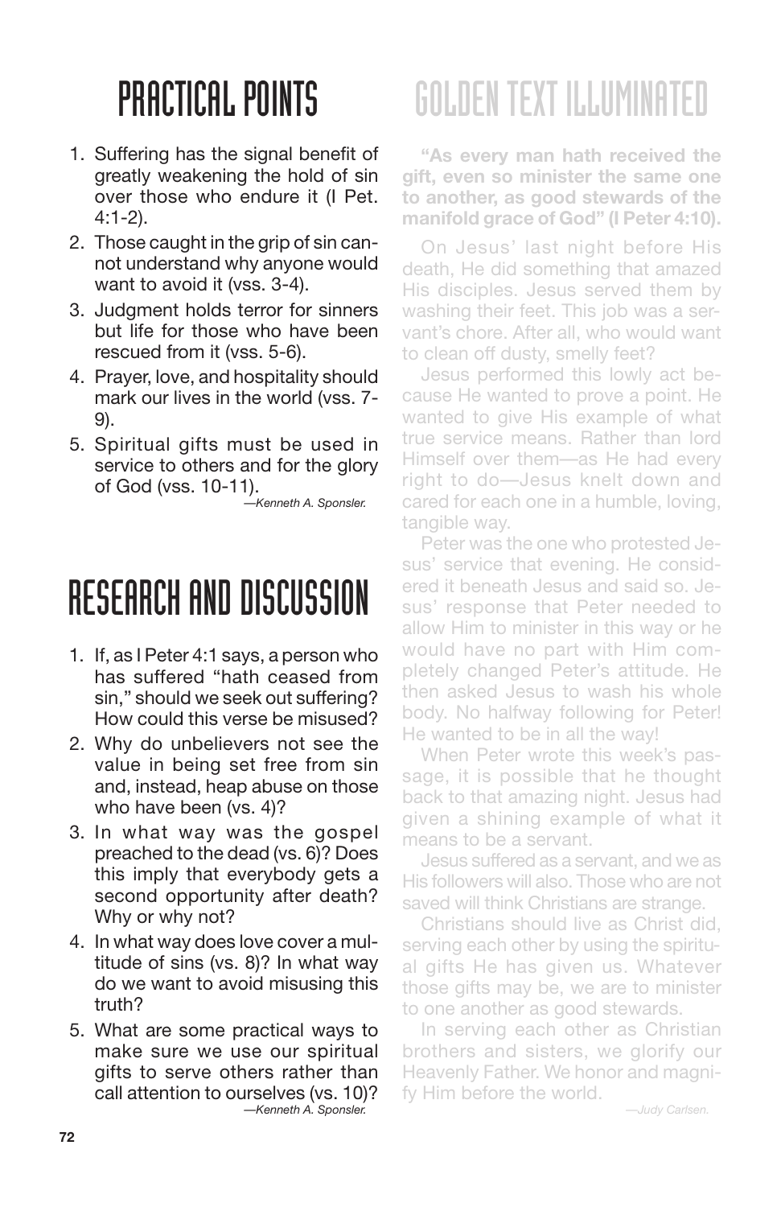# PRACTICAL POINTS

1. Suffering has the signal benefit of greatly weakening the hold of sin over those who endure it (I Pet. 4:1-2).
2. Those caught in the grip of sin cannot understand why anyone would want to avoid it (vss. 3-4).
3. Judgment holds terror for sinners but life for those who have been rescued from it (vss. 5-6).
4. Prayer, love, and hospitality should mark our lives in the world (vss. 7-9).
5. Spiritual gifts must be used in service to others and for the glory of God (vss. 10-11).

*—Kenneth A. Sponsler.*

# RESEARCH AND DISCUSSION

1. If, as I Peter 4:1 says, a person who has suffered "hath ceased from sin," should we seek out suffering? How could this verse be misused?
2. Why do unbelievers not see the value in being set free from sin and, instead, heap abuse on those who have been (vs. 4)?
3. In what way was the gospel preached to the dead (vs. 6)? Does this imply that everybody gets a second opportunity after death? Why or why not?
4. In what way does love cover a multitude of sins (vs. 8)? In what way do we want to avoid misusing this truth?
5. What are some practical ways to make sure we use our spiritual gifts to serve others rather than call attention to ourselves (vs. 10)?

*—Kenneth A. Sponsler.*

# GOLDEN TEXT ILLUMINATED

**"As every man hath received the gift, even so minister the same one to another, as good stewards of the manifold grace of God" (I Peter 4:10).**

On Jesus' last night before His death, He did something that amazed His disciples. Jesus served them by washing their feet. This job was a servant's chore. After all, who would want to clean off dusty, smelly feet?

Jesus performed this lowly act because He wanted to prove a point. He wanted to give His example of what true service means. Rather than lord Himself over them—as He had every right to do—Jesus knelt down and cared for each one in a humble, loving, tangible way.

Peter was the one who protested Jesus' service that evening. He considered it beneath Jesus and said so. Jesus' response that Peter needed to allow Him to minister in this way or he would have no part with Him completely changed Peter's attitude. He then asked Jesus to wash his whole body. No halfway following for Peter! He wanted to be in all the way!

When Peter wrote this week's passage, it is possible that he thought back to that amazing night. Jesus had given a shining example of what it means to be a servant.

Jesus suffered as a servant, and we as His followers will also. Those who are not saved will think Christians are strange.

Christians should live as Christ did, serving each other by using the spiritual gifts He has given us. Whatever those gifts may be, we are to minister to one another as good stewards.

In serving each other as Christian brothers and sisters, we glorify our Heavenly Father. We honor and magnify Him before the world.

*—Judy Carlsen.*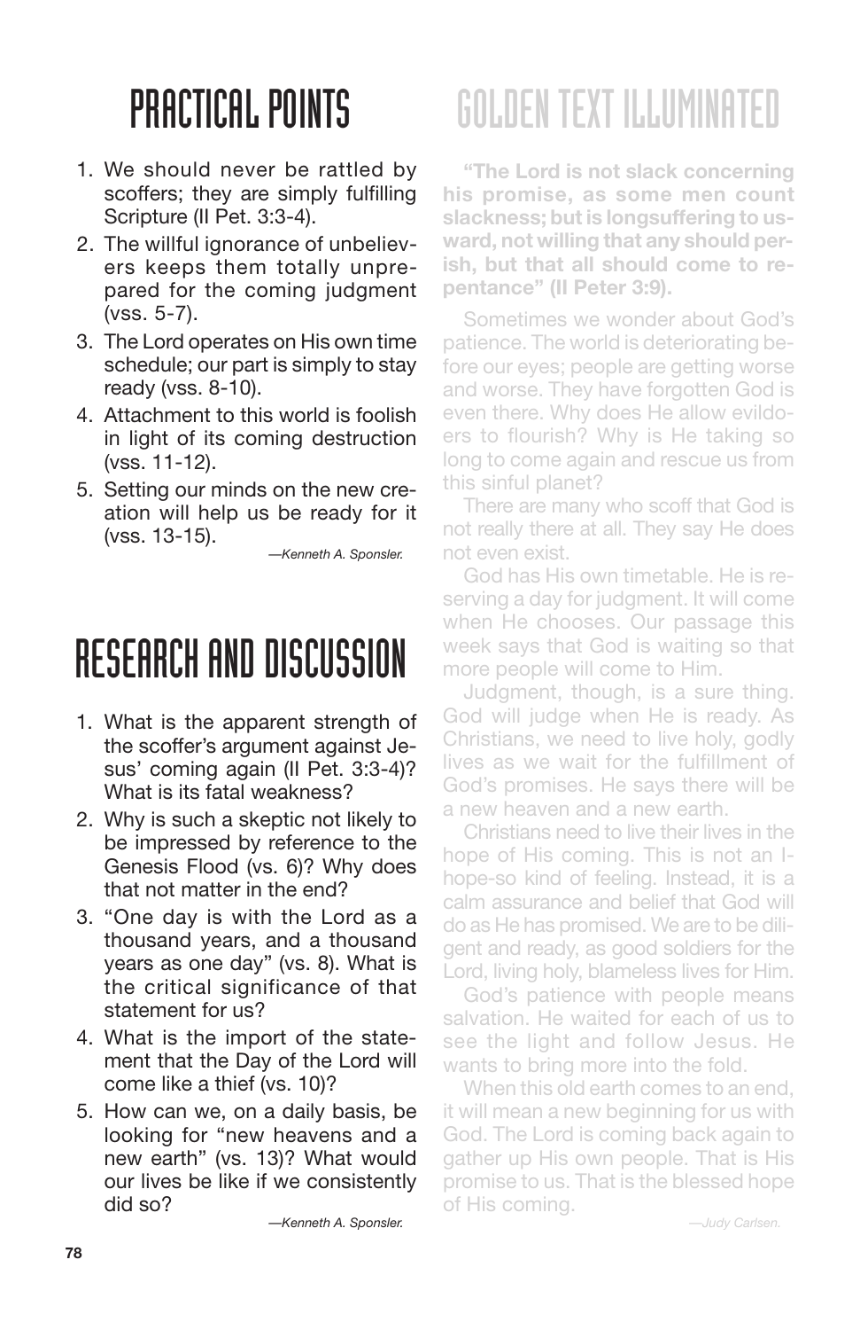# PRACTICAL POINTS

1. We should never be rattled by scoffers; they are simply fulfilling Scripture (II Pet. 3:3-4).
2. The willful ignorance of unbelievers keeps them totally unprepared for the coming judgment (vss. 5-7).
3. The Lord operates on His own time schedule; our part is simply to stay ready (vss. 8-10).
4. Attachment to this world is foolish in light of its coming destruction (vss. 11-12).
5. Setting our minds on the new creation will help us be ready for it (vss. 13-15).

*—Kenneth A. Sponsler.*

# RESEARCH AND DISCUSSION

1. What is the apparent strength of the scoffer's argument against Jesus' coming again (II Pet. 3:3-4)? What is its fatal weakness?
2. Why is such a skeptic not likely to be impressed by reference to the Genesis Flood (vs. 6)? Why does that not matter in the end?
3. "One day is with the Lord as a thousand years, and a thousand years as one day" (vs. 8). What is the critical significance of that statement for us?
4. What is the import of the statement that the Day of the Lord will come like a thief (vs. 10)?
5. How can we, on a daily basis, be looking for "new heavens and a new earth" (vs. 13)? What would our lives be like if we consistently did so?

*—Kenneth A. Sponsler.*

# GOLDEN TEXT ILLUMINATED

**"The Lord is not slack concerning his promise, as some men count slackness; but is longsuffering to us-ward, not willing that any should perish, but that all should come to repentance" (II Peter 3:9).**

Sometimes we wonder about God's patience. The world is deteriorating before our eyes; people are getting worse and worse. They have forgotten God is even there. Why does He allow evildoers to flourish? Why is He taking so long to come again and rescue us from this sinful planet?

There are many who scoff that God is not really there at all. They say He does not even exist.

God has His own timetable. He is reserving a day for judgment. It will come when He chooses. Our passage this week says that God is waiting so that more people will come to Him.

Judgment, though, is a sure thing. God will judge when He is ready. As Christians, we need to live holy, godly lives as we wait for the fulfillment of God's promises. He says there will be a new heaven and a new earth.

Christians need to live their lives in the hope of His coming. This is not an I-hope-so kind of feeling. Instead, it is a calm assurance and belief that God will do as He has promised. We are to be diligent and ready, as good soldiers for the Lord, living holy, blameless lives for Him.

God's patience with people means salvation. He waited for each of us to see the light and follow Jesus. He wants to bring more into the fold.

When this old earth comes to an end, it will mean a new beginning for us with God. The Lord is coming back again to gather up His own people. That is His promise to us. That is the blessed hope of His coming.

*—Judy Carlsen.*